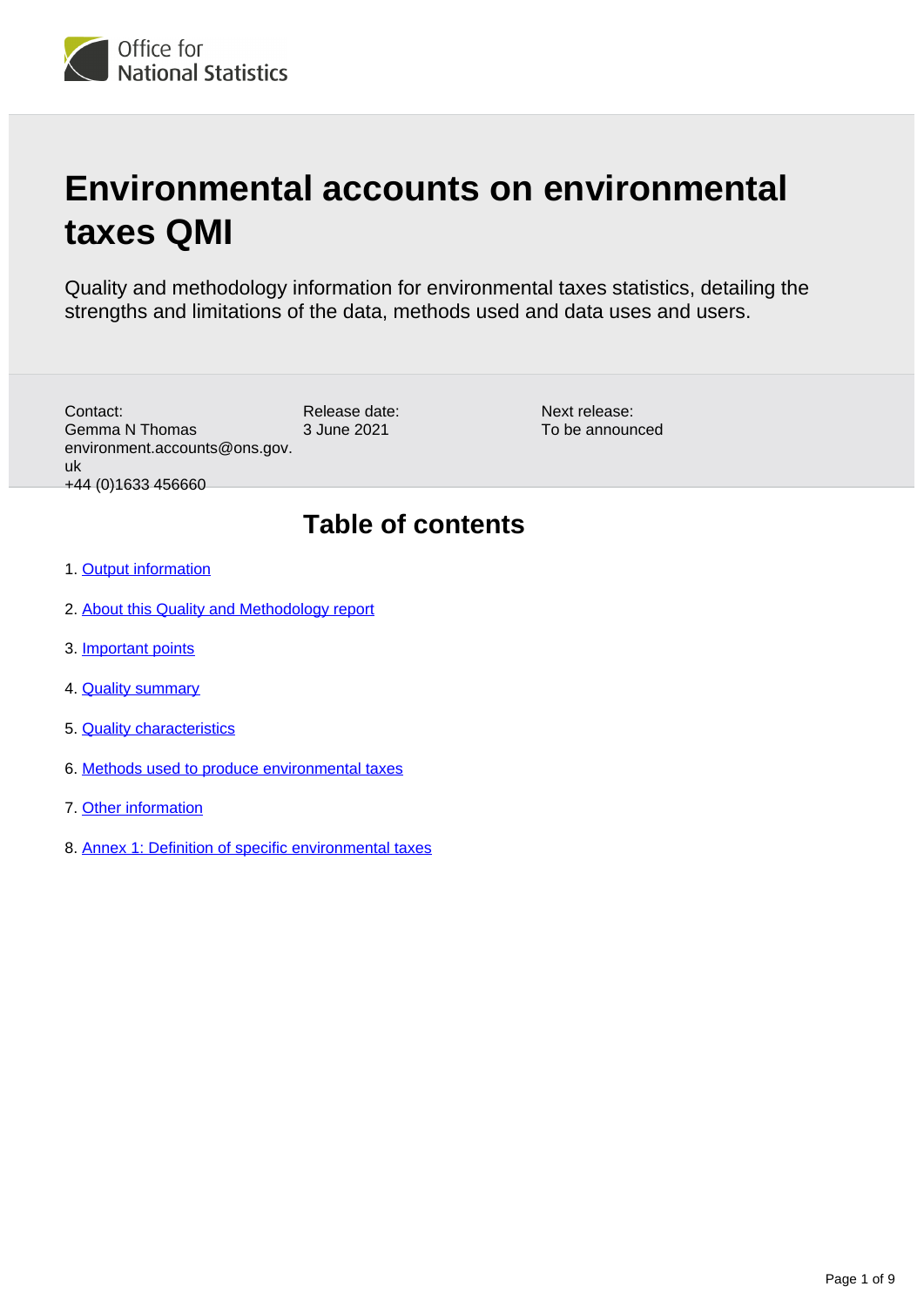# Environmental accounts on environmental taxes QMI

Quality and methodology information for environmental taxes statistics, detailing the strengths and limitations of the data, methods used and data uses and users.

Contact:
Gemma N Thomas
environment.accounts@ons.gov.uk
+44 (0)1633 456660

Release date:
3 June 2021

Next release:
To be announced

## Table of contents

1. Output information
2. About this Quality and Methodology report
3. Important points
4. Quality summary
5. Quality characteristics
6. Methods used to produce environmental taxes
7. Other information
8. Annex 1: Definition of specific environmental taxes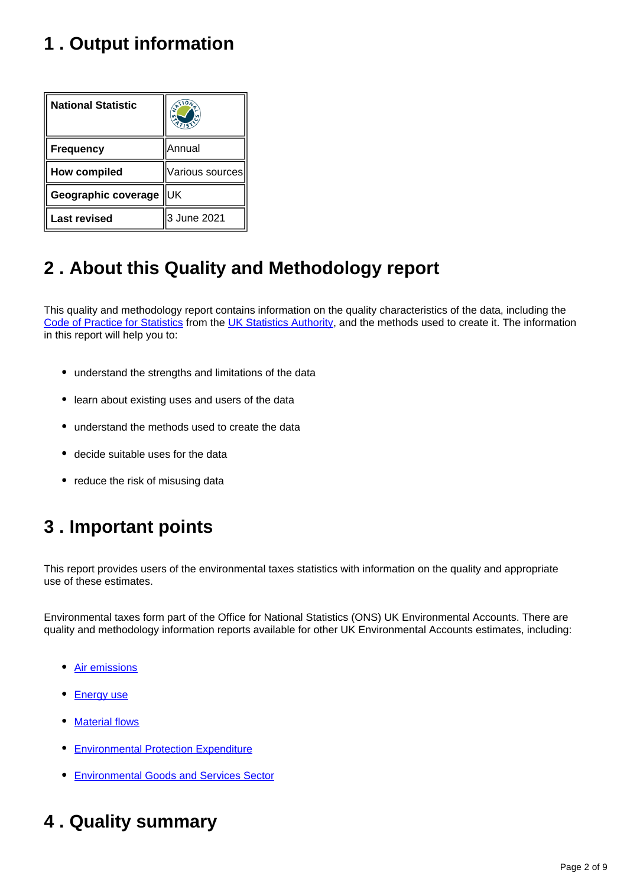## 1 . Output information

| National Statistic | |
|---|---|
| Frequency | Annual |
| How compiled | Various sources |
| Geographic coverage | UK |
| Last revised | 3 June 2021 |

## 2 . About this Quality and Methodology report

This quality and methodology report contains information on the quality characteristics of the data, including the Code of Practice for Statistics from the UK Statistics Authority, and the methods used to create it. The information in this report will help you to:

- understand the strengths and limitations of the data
- learn about existing uses and users of the data
- understand the methods used to create the data
- decide suitable uses for the data
- reduce the risk of misusing data

## 3 . Important points

This report provides users of the environmental taxes statistics with information on the quality and appropriate use of these estimates.

Environmental taxes form part of the Office for National Statistics (ONS) UK Environmental Accounts. There are quality and methodology information reports available for other UK Environmental Accounts estimates, including:

- Air emissions
- Energy use
- Material flows
- Environmental Protection Expenditure
- Environmental Goods and Services Sector

## 4 . Quality summary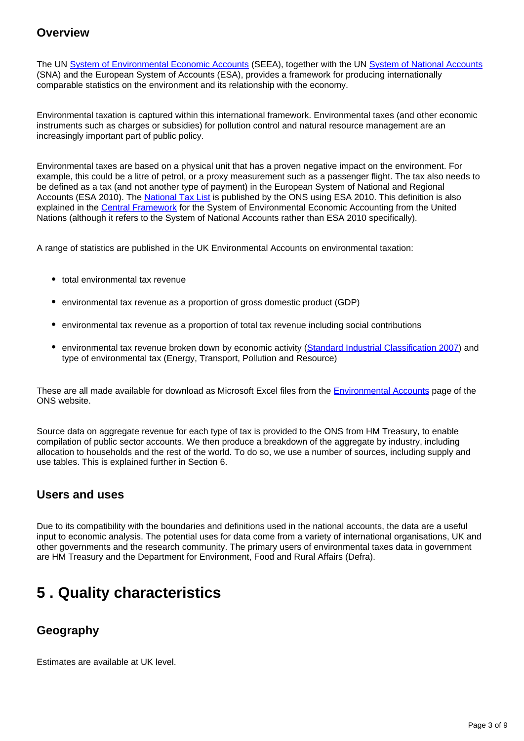## Overview

The UN System of Environmental Economic Accounts (SEEA), together with the UN System of National Accounts (SNA) and the European System of Accounts (ESA), provides a framework for producing internationally comparable statistics on the environment and its relationship with the economy.

Environmental taxation is captured within this international framework. Environmental taxes (and other economic instruments such as charges or subsidies) for pollution control and natural resource management are an increasingly important part of public policy.

Environmental taxes are based on a physical unit that has a proven negative impact on the environment. For example, this could be a litre of petrol, or a proxy measurement such as a passenger flight. The tax also needs to be defined as a tax (and not another type of payment) in the European System of National and Regional Accounts (ESA 2010). The National Tax List is published by the ONS using ESA 2010. This definition is also explained in the Central Framework for the System of Environmental Economic Accounting from the United Nations (although it refers to the System of National Accounts rather than ESA 2010 specifically).

A range of statistics are published in the UK Environmental Accounts on environmental taxation:

- total environmental tax revenue
- environmental tax revenue as a proportion of gross domestic product (GDP)
- environmental tax revenue as a proportion of total tax revenue including social contributions
- environmental tax revenue broken down by economic activity (Standard Industrial Classification 2007) and type of environmental tax (Energy, Transport, Pollution and Resource)

These are all made available for download as Microsoft Excel files from the Environmental Accounts page of the ONS website.

Source data on aggregate revenue for each type of tax is provided to the ONS from HM Treasury, to enable compilation of public sector accounts. We then produce a breakdown of the aggregate by industry, including allocation to households and the rest of the world. To do so, we use a number of sources, including supply and use tables. This is explained further in Section 6.

## Users and uses

Due to its compatibility with the boundaries and definitions used in the national accounts, the data are a useful input to economic analysis. The potential uses for data come from a variety of international organisations, UK and other governments and the research community. The primary users of environmental taxes data in government are HM Treasury and the Department for Environment, Food and Rural Affairs (Defra).

# 5 . Quality characteristics

## Geography

Estimates are available at UK level.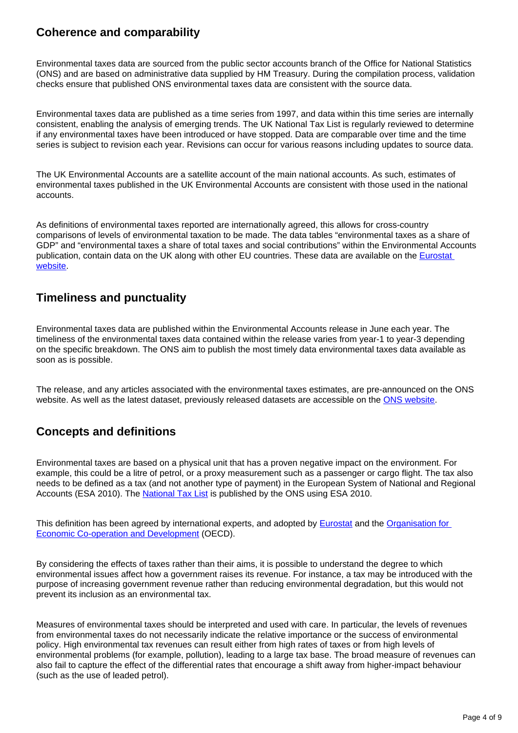## Coherence and comparability

Environmental taxes data are sourced from the public sector accounts branch of the Office for National Statistics (ONS) and are based on administrative data supplied by HM Treasury. During the compilation process, validation checks ensure that published ONS environmental taxes data are consistent with the source data.

Environmental taxes data are published as a time series from 1997, and data within this time series are internally consistent, enabling the analysis of emerging trends. The UK National Tax List is regularly reviewed to determine if any environmental taxes have been introduced or have stopped. Data are comparable over time and the time series is subject to revision each year. Revisions can occur for various reasons including updates to source data.

The UK Environmental Accounts are a satellite account of the main national accounts. As such, estimates of environmental taxes published in the UK Environmental Accounts are consistent with those used in the national accounts.

As definitions of environmental taxes reported are internationally agreed, this allows for cross-country comparisons of levels of environmental taxation to be made. The data tables "environmental taxes as a share of GDP" and "environmental taxes a share of total taxes and social contributions" within the Environmental Accounts publication, contain data on the UK along with other EU countries. These data are available on the [Eurostat website](#).

## Timeliness and punctuality

Environmental taxes data are published within the Environmental Accounts release in June each year. The timeliness of the environmental taxes data contained within the release varies from year-1 to year-3 depending on the specific breakdown. The ONS aim to publish the most timely data environmental taxes data available as soon as is possible.

The release, and any articles associated with the environmental taxes estimates, are pre-announced on the ONS website. As well as the latest dataset, previously released datasets are accessible on the [ONS website](#).

## Concepts and definitions

Environmental taxes are based on a physical unit that has a proven negative impact on the environment. For example, this could be a litre of petrol, or a proxy measurement such as a passenger or cargo flight. The tax also needs to be defined as a tax (and not another type of payment) in the European System of National and Regional Accounts (ESA 2010). The [National Tax List](#) is published by the ONS using ESA 2010.

This definition has been agreed by international experts, and adopted by [Eurostat](#) and the [Organisation for Economic Co-operation and Development](#) (OECD).

By considering the effects of taxes rather than their aims, it is possible to understand the degree to which environmental issues affect how a government raises its revenue. For instance, a tax may be introduced with the purpose of increasing government revenue rather than reducing environmental degradation, but this would not prevent its inclusion as an environmental tax.

Measures of environmental taxes should be interpreted and used with care. In particular, the levels of revenues from environmental taxes do not necessarily indicate the relative importance or the success of environmental policy. High environmental tax revenues can result either from high rates of taxes or from high levels of environmental problems (for example, pollution), leading to a large tax base. The broad measure of revenues can also fail to capture the effect of the differential rates that encourage a shift away from higher-impact behaviour (such as the use of leaded petrol).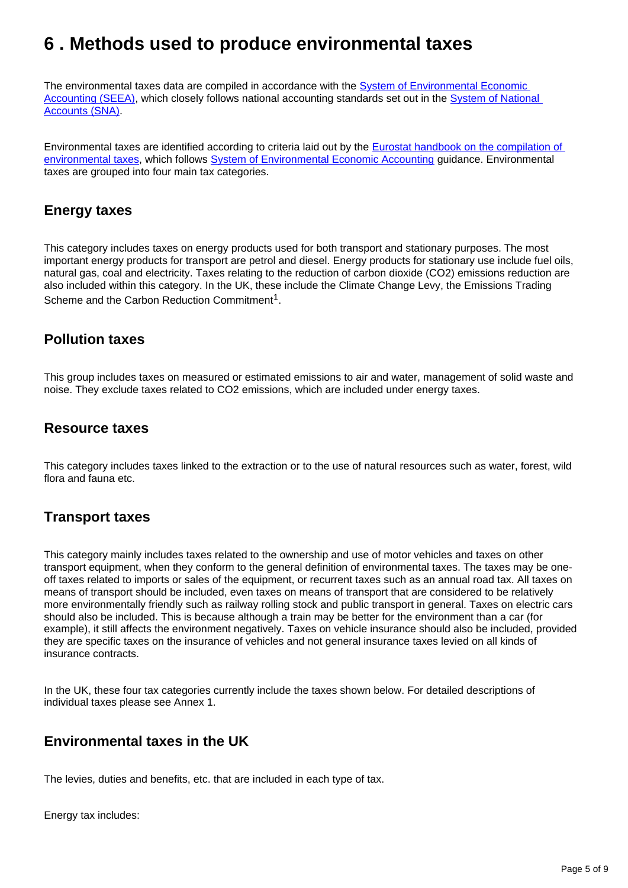# 6 . Methods used to produce environmental taxes

The environmental taxes data are compiled in accordance with the System of Environmental Economic Accounting (SEEA), which closely follows national accounting standards set out in the System of National Accounts (SNA).

Environmental taxes are identified according to criteria laid out by the Eurostat handbook on the compilation of environmental taxes, which follows System of Environmental Economic Accounting guidance. Environmental taxes are grouped into four main tax categories.

## Energy taxes

This category includes taxes on energy products used for both transport and stationary purposes. The most important energy products for transport are petrol and diesel. Energy products for stationary use include fuel oils, natural gas, coal and electricity. Taxes relating to the reduction of carbon dioxide ($CO_2$) emissions reduction are also included within this category. In the UK, these include the Climate Change Levy, the Emissions Trading Scheme and the Carbon Reduction Commitment[1].

## Pollution taxes

This group includes taxes on measured or estimated emissions to air and water, management of solid waste and noise. They exclude taxes related to $CO_2$ emissions, which are included under energy taxes.

## Resource taxes

This category includes taxes linked to the extraction or to the use of natural resources such as water, forest, wild flora and fauna etc.

## Transport taxes

This category mainly includes taxes related to the ownership and use of motor vehicles and taxes on other transport equipment, when they conform to the general definition of environmental taxes. The taxes may be one-off taxes related to imports or sales of the equipment, or recurrent taxes such as an annual road tax. All taxes on means of transport should be included, even taxes on means of transport that are considered to be relatively more environmentally friendly such as railway rolling stock and public transport in general. Taxes on electric cars should also be included. This is because although a train may be better for the environment than a car (for example), it still affects the environment negatively. Taxes on vehicle insurance should also be included, provided they are specific taxes on the insurance of vehicles and not general insurance taxes levied on all kinds of insurance contracts.

In the UK, these four tax categories currently include the taxes shown below. For detailed descriptions of individual taxes please see Annex 1.

## Environmental taxes in the UK

The levies, duties and benefits, etc. that are included in each type of tax.

Energy tax includes: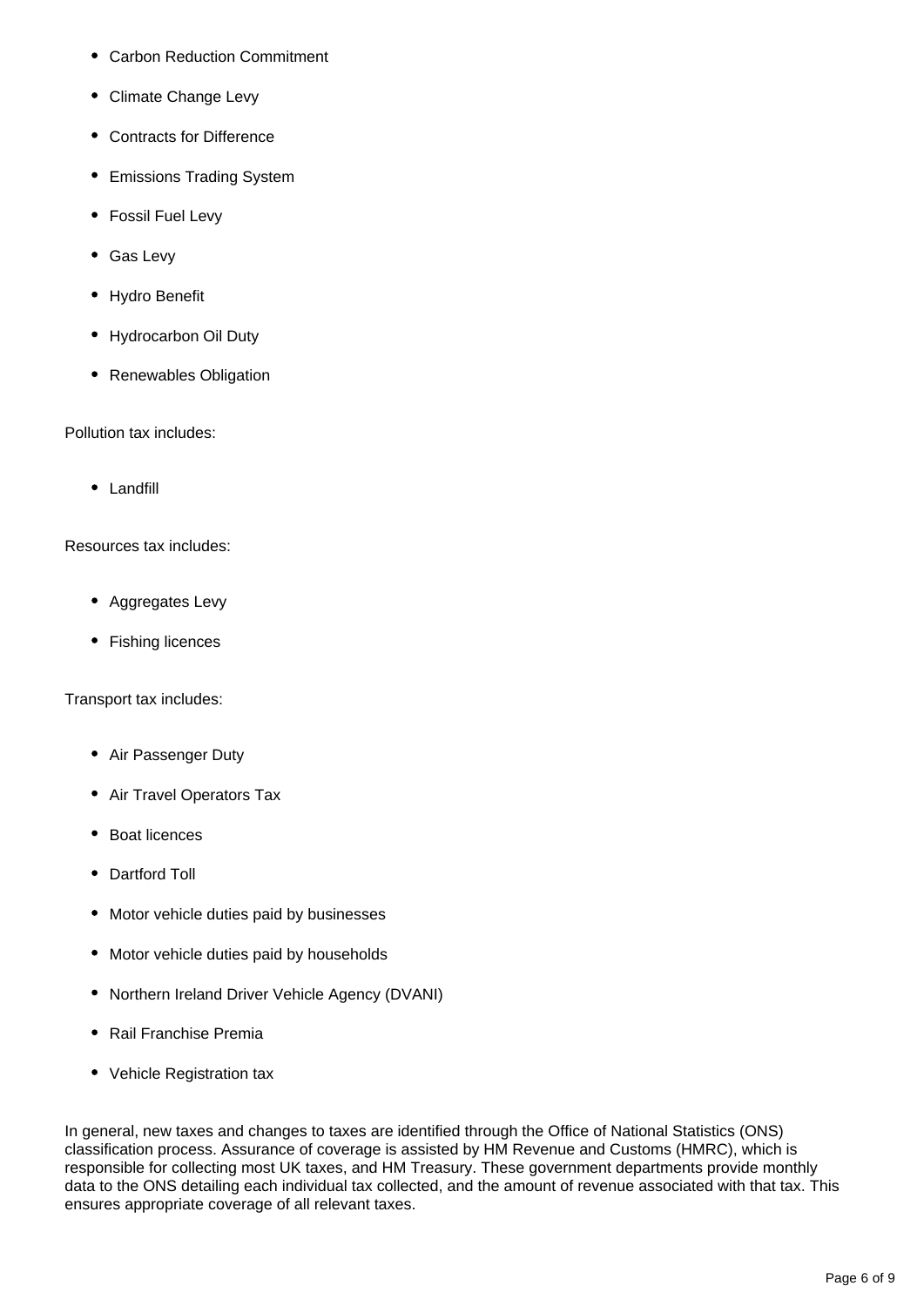- Carbon Reduction Commitment
- Climate Change Levy
- Contracts for Difference
- Emissions Trading System
- Fossil Fuel Levy
- Gas Levy
- Hydro Benefit
- Hydrocarbon Oil Duty
- Renewables Obligation

Pollution tax includes:

- Landfill

Resources tax includes:

- Aggregates Levy
- Fishing licences

Transport tax includes:

- Air Passenger Duty
- Air Travel Operators Tax
- Boat licences
- Dartford Toll
- Motor vehicle duties paid by businesses
- Motor vehicle duties paid by households
- Northern Ireland Driver Vehicle Agency (DVANI)
- Rail Franchise Premia
- Vehicle Registration tax

In general, new taxes and changes to taxes are identified through the Office of National Statistics (ONS) classification process. Assurance of coverage is assisted by HM Revenue and Customs (HMRC), which is responsible for collecting most UK taxes, and HM Treasury. These government departments provide monthly data to the ONS detailing each individual tax collected, and the amount of revenue associated with that tax. This ensures appropriate coverage of all relevant taxes.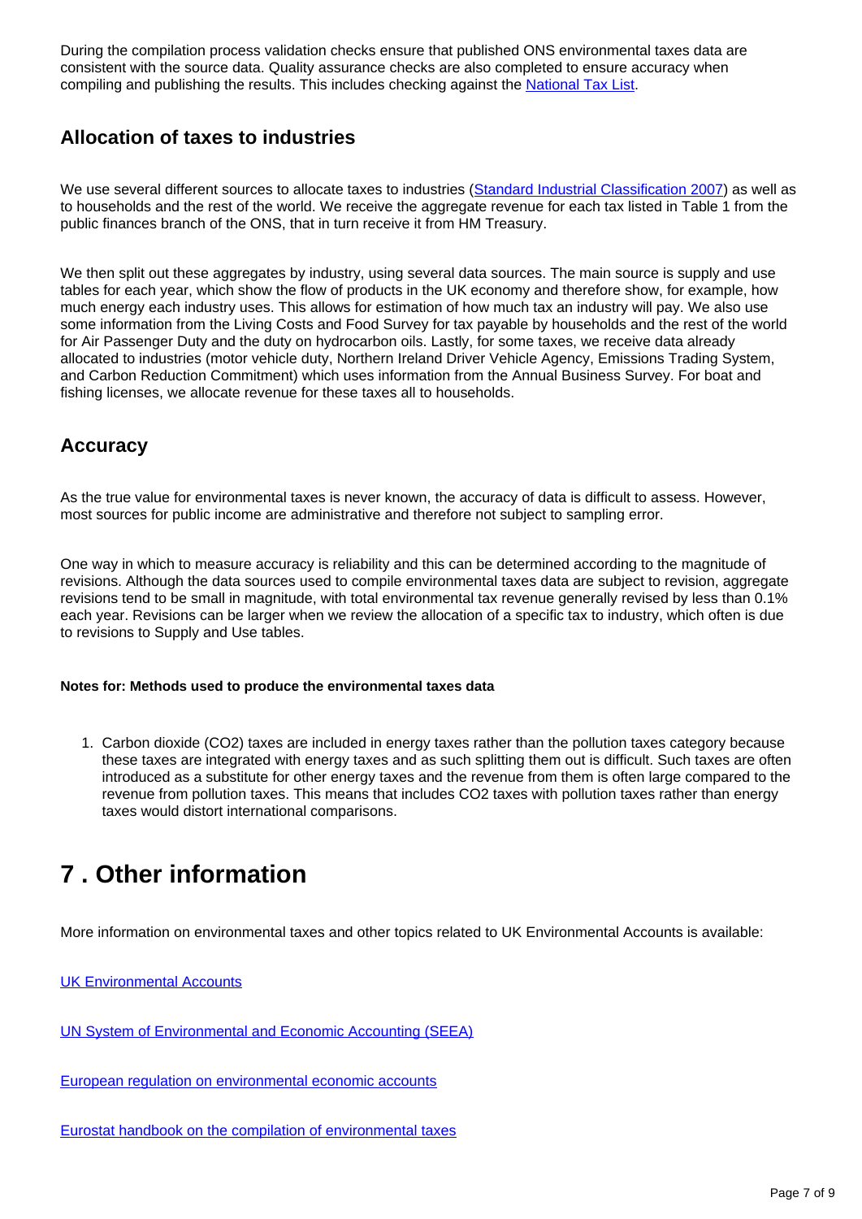During the compilation process validation checks ensure that published ONS environmental taxes data are consistent with the source data. Quality assurance checks are also completed to ensure accuracy when compiling and publishing the results. This includes checking against the National Tax List.

### Allocation of taxes to industries

We use several different sources to allocate taxes to industries (Standard Industrial Classification 2007) as well as to households and the rest of the world. We receive the aggregate revenue for each tax listed in Table 1 from the public finances branch of the ONS, that in turn receive it from HM Treasury.

We then split out these aggregates by industry, using several data sources. The main source is supply and use tables for each year, which show the flow of products in the UK economy and therefore show, for example, how much energy each industry uses. This allows for estimation of how much tax an industry will pay. We also use some information from the Living Costs and Food Survey for tax payable by households and the rest of the world for Air Passenger Duty and the duty on hydrocarbon oils. Lastly, for some taxes, we receive data already allocated to industries (motor vehicle duty, Northern Ireland Driver Vehicle Agency, Emissions Trading System, and Carbon Reduction Commitment) which uses information from the Annual Business Survey. For boat and fishing licenses, we allocate revenue for these taxes all to households.

### Accuracy

As the true value for environmental taxes is never known, the accuracy of data is difficult to assess. However, most sources for public income are administrative and therefore not subject to sampling error.

One way in which to measure accuracy is reliability and this can be determined according to the magnitude of revisions. Although the data sources used to compile environmental taxes data are subject to revision, aggregate revisions tend to be small in magnitude, with total environmental tax revenue generally revised by less than 0.1% each year. Revisions can be larger when we review the allocation of a specific tax to industry, which often is due to revisions to Supply and Use tables.

**Notes for: Methods used to produce the environmental taxes data**

1. Carbon dioxide ($CO_2$) taxes are included in energy taxes rather than the pollution taxes category because these taxes are integrated with energy taxes and as such splitting them out is difficult. Such taxes are often introduced as a substitute for other energy taxes and the revenue from them is often large compared to the revenue from pollution taxes. This means that includes $CO_2$ taxes with pollution taxes rather than energy taxes would distort international comparisons.

## 7 . Other information

More information on environmental taxes and other topics related to UK Environmental Accounts is available:

UK Environmental Accounts

UN System of Environmental and Economic Accounting (SEEA)

European regulation on environmental economic accounts

Eurostat handbook on the compilation of environmental taxes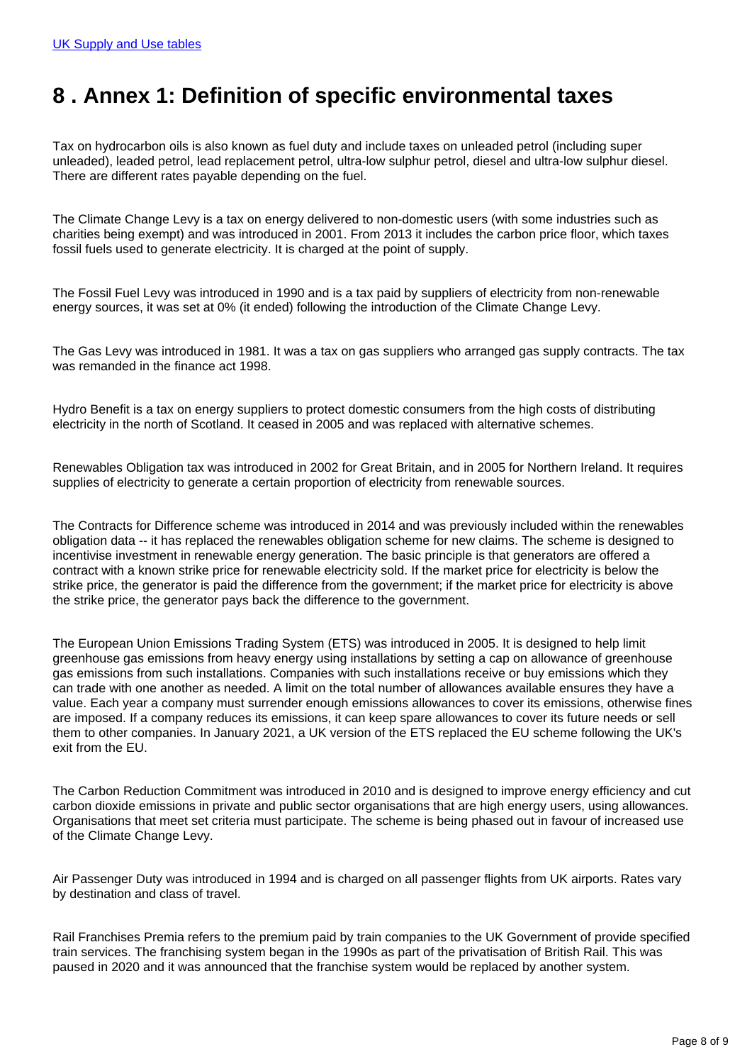## 8 . Annex 1: Definition of specific environmental taxes

Tax on hydrocarbon oils is also known as fuel duty and include taxes on unleaded petrol (including super unleaded), leaded petrol, lead replacement petrol, ultra-low sulphur petrol, diesel and ultra-low sulphur diesel. There are different rates payable depending on the fuel.

The Climate Change Levy is a tax on energy delivered to non-domestic users (with some industries such as charities being exempt) and was introduced in 2001. From 2013 it includes the carbon price floor, which taxes fossil fuels used to generate electricity. It is charged at the point of supply.

The Fossil Fuel Levy was introduced in 1990 and is a tax paid by suppliers of electricity from non-renewable energy sources, it was set at 0% (it ended) following the introduction of the Climate Change Levy.

The Gas Levy was introduced in 1981. It was a tax on gas suppliers who arranged gas supply contracts. The tax was remanded in the finance act 1998.

Hydro Benefit is a tax on energy suppliers to protect domestic consumers from the high costs of distributing electricity in the north of Scotland. It ceased in 2005 and was replaced with alternative schemes.

Renewables Obligation tax was introduced in 2002 for Great Britain, and in 2005 for Northern Ireland. It requires supplies of electricity to generate a certain proportion of electricity from renewable sources.

The Contracts for Difference scheme was introduced in 2014 and was previously included within the renewables obligation data -- it has replaced the renewables obligation scheme for new claims. The scheme is designed to incentivise investment in renewable energy generation. The basic principle is that generators are offered a contract with a known strike price for renewable electricity sold. If the market price for electricity is below the strike price, the generator is paid the difference from the government; if the market price for electricity is above the strike price, the generator pays back the difference to the government.

The European Union Emissions Trading System (ETS) was introduced in 2005. It is designed to help limit greenhouse gas emissions from heavy energy using installations by setting a cap on allowance of greenhouse gas emissions from such installations. Companies with such installations receive or buy emissions which they can trade with one another as needed. A limit on the total number of allowances available ensures they have a value. Each year a company must surrender enough emissions allowances to cover its emissions, otherwise fines are imposed. If a company reduces its emissions, it can keep spare allowances to cover its future needs or sell them to other companies. In January 2021, a UK version of the ETS replaced the EU scheme following the UK's exit from the EU.

The Carbon Reduction Commitment was introduced in 2010 and is designed to improve energy efficiency and cut carbon dioxide emissions in private and public sector organisations that are high energy users, using allowances. Organisations that meet set criteria must participate. The scheme is being phased out in favour of increased use of the Climate Change Levy.

Air Passenger Duty was introduced in 1994 and is charged on all passenger flights from UK airports. Rates vary by destination and class of travel.

Rail Franchises Premia refers to the premium paid by train companies to the UK Government of provide specified train services. The franchising system began in the 1990s as part of the privatisation of British Rail. This was paused in 2020 and it was announced that the franchise system would be replaced by another system.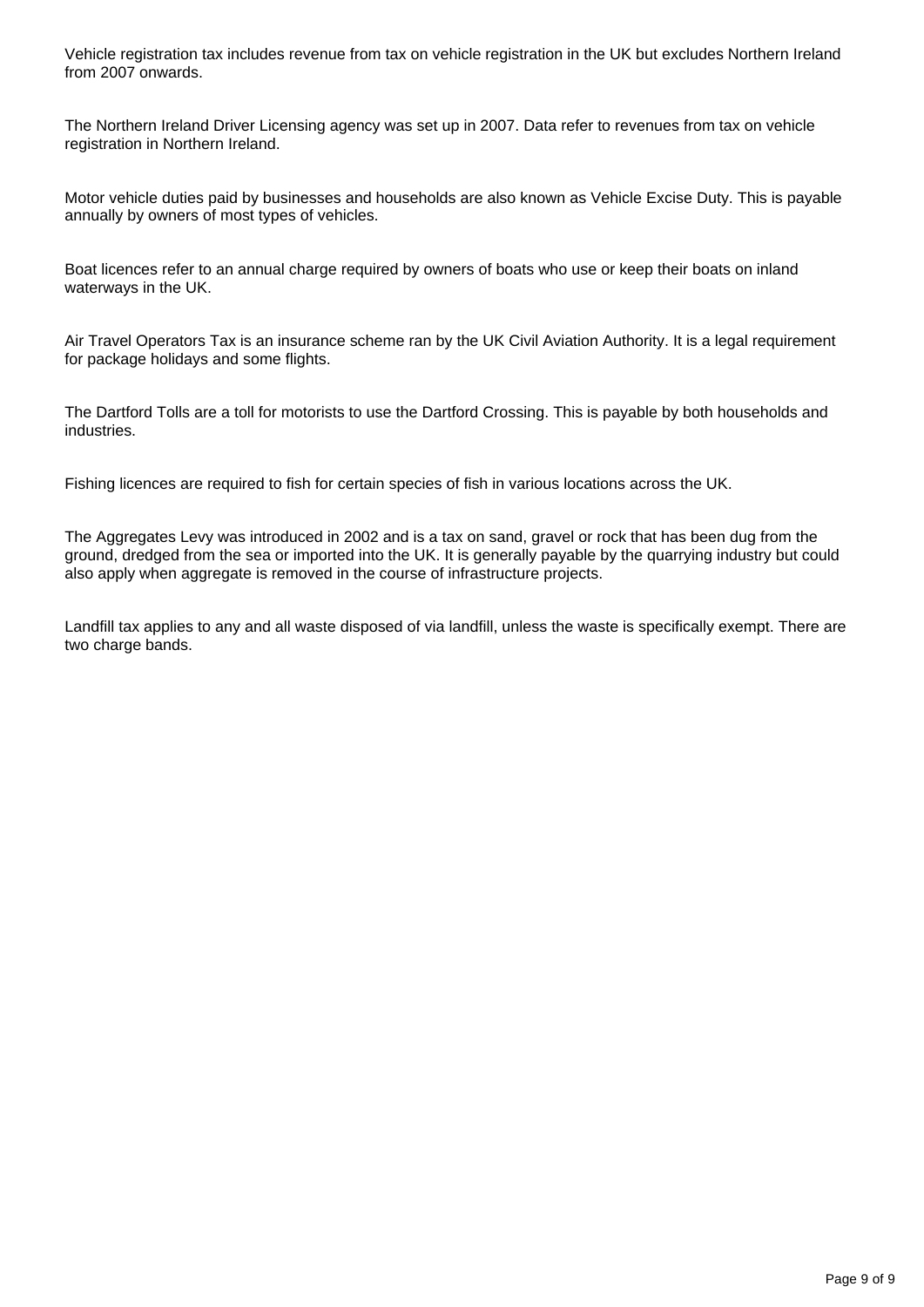Vehicle registration tax includes revenue from tax on vehicle registration in the UK but excludes Northern Ireland from 2007 onwards.

The Northern Ireland Driver Licensing agency was set up in 2007. Data refer to revenues from tax on vehicle registration in Northern Ireland.

Motor vehicle duties paid by businesses and households are also known as Vehicle Excise Duty. This is payable annually by owners of most types of vehicles.

Boat licences refer to an annual charge required by owners of boats who use or keep their boats on inland waterways in the UK.

Air Travel Operators Tax is an insurance scheme ran by the UK Civil Aviation Authority. It is a legal requirement for package holidays and some flights.

The Dartford Tolls are a toll for motorists to use the Dartford Crossing. This is payable by both households and industries.

Fishing licences are required to fish for certain species of fish in various locations across the UK.

The Aggregates Levy was introduced in 2002 and is a tax on sand, gravel or rock that has been dug from the ground, dredged from the sea or imported into the UK. It is generally payable by the quarrying industry but could also apply when aggregate is removed in the course of infrastructure projects.

Landfill tax applies to any and all waste disposed of via landfill, unless the waste is specifically exempt. There are two charge bands.